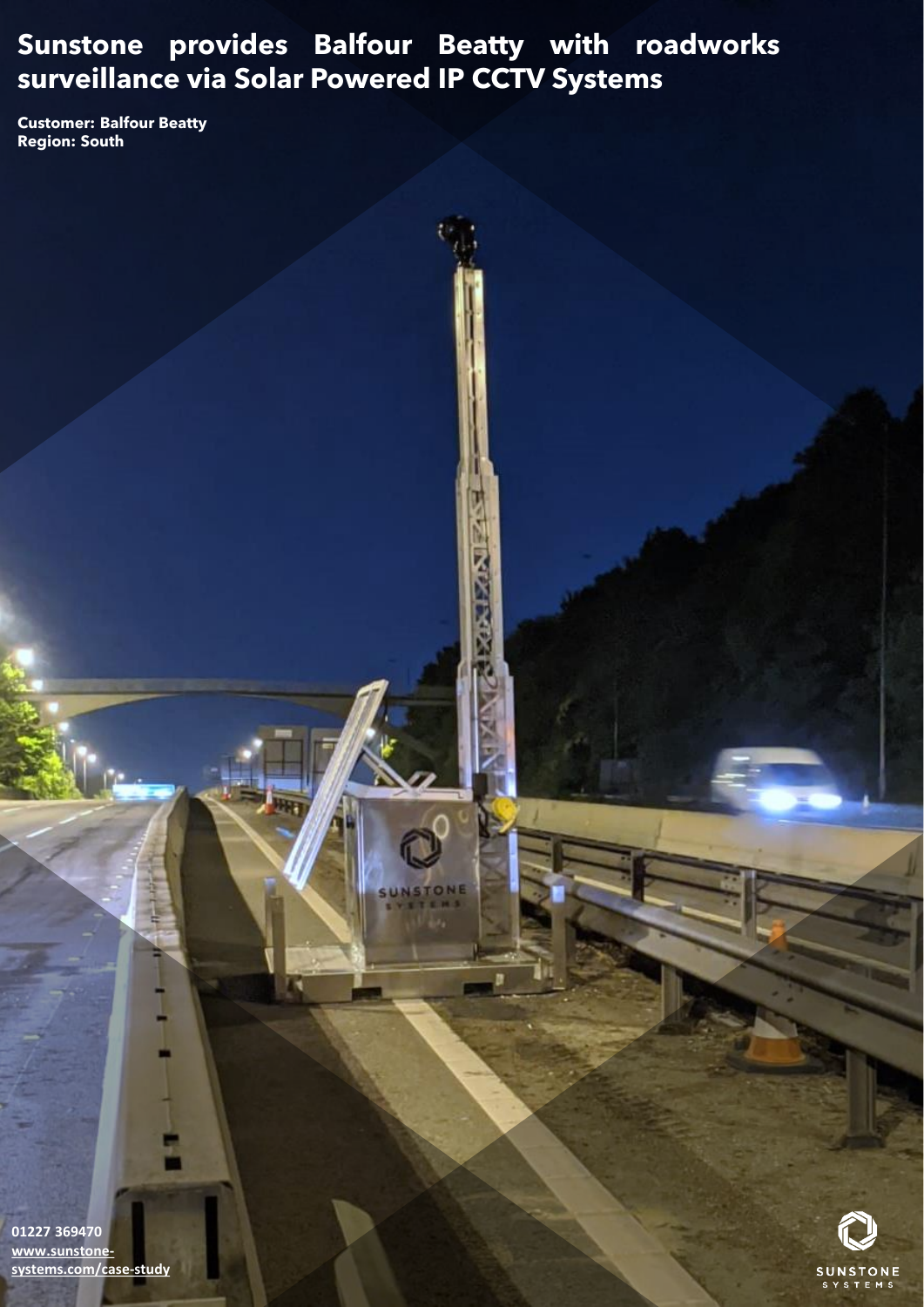# Sunstone provides Balfour Beatty with roadworks surveillance via Solar Powered IP CCTV Systems

**Customer: Balfour Beatty**
**Region: South**

01227 369470
www.sunstone-systems.com/case-study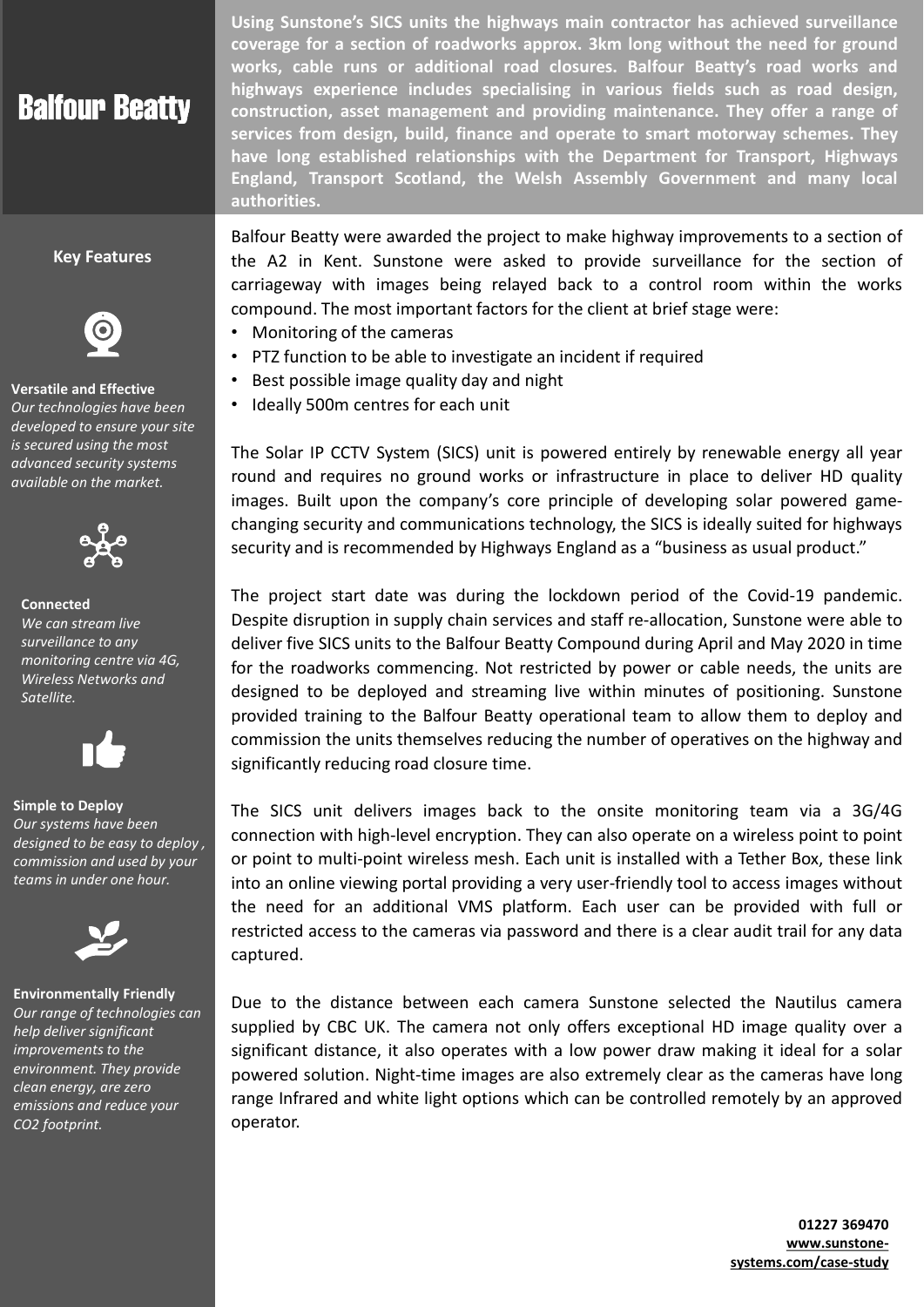# Balfour Beatty

**Using Sunstone's SICS units the highways main contractor has achieved surveillance coverage for a section of roadworks approx. 3km long without the need for ground works, cable runs or additional road closures. Balfour Beatty's road works and highways experience includes specialising in various fields such as road design, construction, asset management and providing maintenance. They offer a range of services from design, build, finance and operate to smart motorway schemes. They have long established relationships with the Department for Transport, Highways England, Transport Scotland, the Welsh Assembly Government and many local authorities.**

## Key Features

**Versatile and Effective**
*Our technologies have been developed to ensure your site is secured using the most advanced security systems available on the market.*

**Connected**
*We can stream live surveillance to any monitoring centre via 4G, Wireless Networks and Satellite.*

**Simple to Deploy**
*Our systems have been designed to be easy to deploy , commission and used by your teams in under one hour.*

**Environmentally Friendly**
*Our range of technologies can help deliver significant improvements to the environment. They provide clean energy, are zero emissions and reduce your CO2 footprint.*

Balfour Beatty were awarded the project to make highway improvements to a section of the A2 in Kent. Sunstone were asked to provide surveillance for the section of carriageway with images being relayed back to a control room within the works compound. The most important factors for the client at brief stage were:

- Monitoring of the cameras
- PTZ function to be able to investigate an incident if required
- Best possible image quality day and night
- Ideally 500m centres for each unit

The Solar IP CCTV System (SICS) unit is powered entirely by renewable energy all year round and requires no ground works or infrastructure in place to deliver HD quality images. Built upon the company's core principle of developing solar powered game-changing security and communications technology, the SICS is ideally suited for highways security and is recommended by Highways England as a "business as usual product."

The project start date was during the lockdown period of the Covid-19 pandemic. Despite disruption in supply chain services and staff re-allocation, Sunstone were able to deliver five SICS units to the Balfour Beatty Compound during April and May 2020 in time for the roadworks commencing. Not restricted by power or cable needs, the units are designed to be deployed and streaming live within minutes of positioning. Sunstone provided training to the Balfour Beatty operational team to allow them to deploy and commission the units themselves reducing the number of operatives on the highway and significantly reducing road closure time.

The SICS unit delivers images back to the onsite monitoring team via a 3G/4G connection with high-level encryption. They can also operate on a wireless point to point or point to multi-point wireless mesh. Each unit is installed with a Tether Box, these link into an online viewing portal providing a very user-friendly tool to access images without the need for an additional VMS platform. Each user can be provided with full or restricted access to the cameras via password and there is a clear audit trail for any data captured.

Due to the distance between each camera Sunstone selected the Nautilus camera supplied by CBC UK. The camera not only offers exceptional HD image quality over a significant distance, it also operates with a low power draw making it ideal for a solar powered solution. Night-time images are also extremely clear as the cameras have long range Infrared and white light options which can be controlled remotely by an approved operator.

**01227 369470**
**www.sunstone-systems.com/case-study**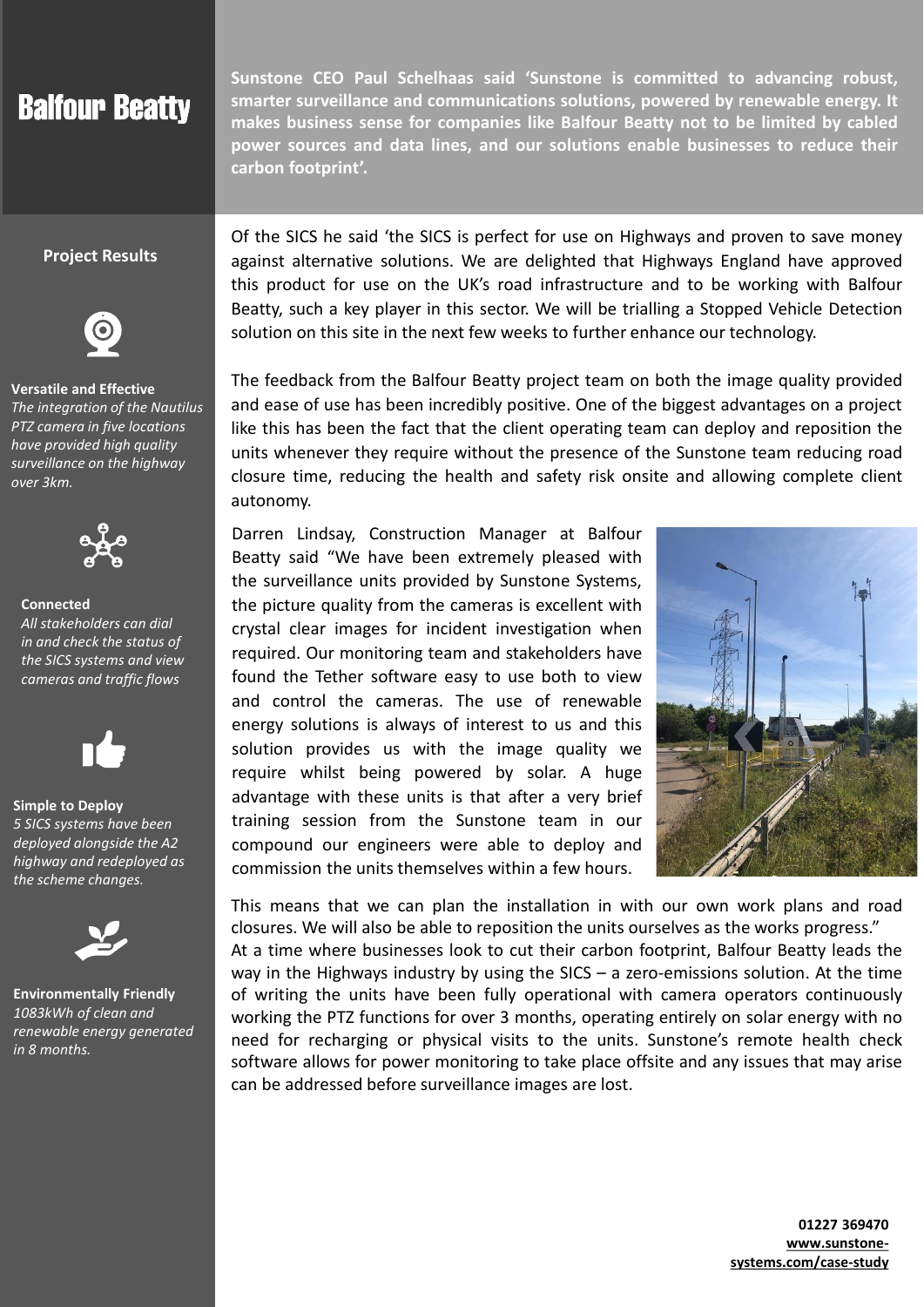# Balfour Beatty

**Sunstone CEO Paul Schelhaas said 'Sunstone is committed to advancing robust, smarter surveillance and communications solutions, powered by renewable energy. It makes business sense for companies like Balfour Beatty not to be limited by cabled power sources and data lines, and our solutions enable businesses to reduce their carbon footprint'.**

## Project Results

**Versatile and Effective**
*The integration of the Nautilus PTZ camera in five locations have provided high quality surveillance on the highway over 3km.*

**Connected**
*All stakeholders can dial in and check the status of the SICS systems and view cameras and traffic flows*

**Simple to Deploy**
*5 SICS systems have been deployed alongside the A2 highway and redeployed as the scheme changes.*

**Environmentally Friendly**
*1083kWh of clean and renewable energy generated in 8 months.*

Of the SICS he said 'the SICS is perfect for use on Highways and proven to save money against alternative solutions. We are delighted that Highways England have approved this product for use on the UK's road infrastructure and to be working with Balfour Beatty, such a key player in this sector. We will be trialling a Stopped Vehicle Detection solution on this site in the next few weeks to further enhance our technology.

The feedback from the Balfour Beatty project team on both the image quality provided and ease of use has been incredibly positive. One of the biggest advantages on a project like this has been the fact that the client operating team can deploy and reposition the units whenever they require without the presence of the Sunstone team reducing road closure time, reducing the health and safety risk onsite and allowing complete client autonomy.

Darren Lindsay, Construction Manager at Balfour Beatty said "We have been extremely pleased with the surveillance units provided by Sunstone Systems, the picture quality from the cameras is excellent with crystal clear images for incident investigation when required. Our monitoring team and stakeholders have found the Tether software easy to use both to view and control the cameras. The use of renewable energy solutions is always of interest to us and this solution provides us with the image quality we require whilst being powered by solar. A huge advantage with these units is that after a very brief training session from the Sunstone team in our compound our engineers were able to deploy and commission the units themselves within a few hours.

This means that we can plan the installation in with our own work plans and road closures. We will also be able to reposition the units ourselves as the works progress."

At a time where businesses look to cut their carbon footprint, Balfour Beatty leads the way in the Highways industry by using the SICS – a zero-emissions solution. At the time of writing the units have been fully operational with camera operators continuously working the PTZ functions for over 3 months, operating entirely on solar energy with no need for recharging or physical visits to the units. Sunstone's remote health check software allows for power monitoring to take place offsite and any issues that may arise can be addressed before surveillance images are lost.

**01227 369470**
**www.sunstone-systems.com/case-study**